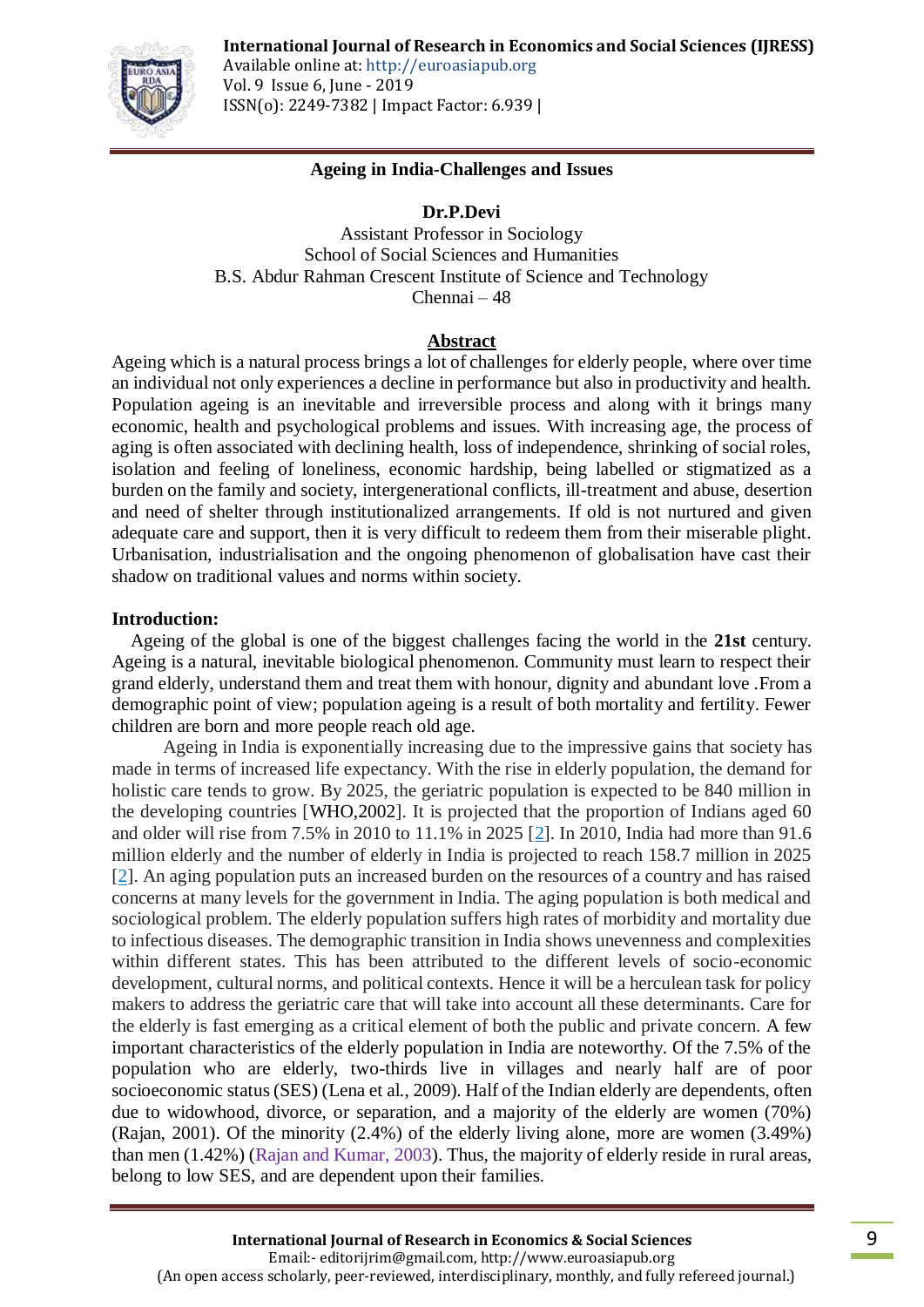# Ageing in India-Challenges and Issues

**Dr.P.Devi**

Assistant Professor in Sociology
School of Social Sciences and Humanities
B.S. Abdur Rahman Crescent Institute of Science and Technology
Chennai – 48

## Abstract

Ageing which is a natural process brings a lot of challenges for elderly people, where over time an individual not only experiences a decline in performance but also in productivity and health. Population ageing is an inevitable and irreversible process and along with it brings many economic, health and psychological problems and issues. With increasing age, the process of aging is often associated with declining health, loss of independence, shrinking of social roles, isolation and feeling of loneliness, economic hardship, being labelled or stigmatized as a burden on the family and society, intergenerational conflicts, ill-treatment and abuse, desertion and need of shelter through institutionalized arrangements. If old is not nurtured and given adequate care and support, then it is very difficult to redeem them from their miserable plight. Urbanisation, industrialisation and the ongoing phenomenon of globalisation have cast their shadow on traditional values and norms within society.

## Introduction:

Ageing of the global is one of the biggest challenges facing the world in the **21st** century. Ageing is a natural, inevitable biological phenomenon. Community must learn to respect their grand elderly, understand them and treat them with honour, dignity and abundant love .From a demographic point of view; population ageing is a result of both mortality and fertility. Fewer children are born and more people reach old age.

Ageing in India is exponentially increasing due to the impressive gains that society has made in terms of increased life expectancy. With the rise in elderly population, the demand for holistic care tends to grow. By 2025, the geriatric population is expected to be 840 million in the developing countries [WHO,2002]. It is projected that the proportion of Indians aged 60 and older will rise from 7.5% in 2010 to 11.1% in 2025 [2]. In 2010, India had more than 91.6 million elderly and the number of elderly in India is projected to reach 158.7 million in 2025 [2]. An aging population puts an increased burden on the resources of a country and has raised concerns at many levels for the government in India. The aging population is both medical and sociological problem. The elderly population suffers high rates of morbidity and mortality due to infectious diseases. The demographic transition in India shows unevenness and complexities within different states. This has been attributed to the different levels of socio-economic development, cultural norms, and political contexts. Hence it will be a herculean task for policy makers to address the geriatric care that will take into account all these determinants. Care for the elderly is fast emerging as a critical element of both the public and private concern. A few important characteristics of the elderly population in India are noteworthy. Of the 7.5% of the population who are elderly, two-thirds live in villages and nearly half are of poor socioeconomic status (SES) (Lena et al., 2009). Half of the Indian elderly are dependents, often due to widowhood, divorce, or separation, and a majority of the elderly are women (70%) (Rajan, 2001). Of the minority (2.4%) of the elderly living alone, more are women (3.49%) than men (1.42%) (Rajan and Kumar, 2003). Thus, the majority of elderly reside in rural areas, belong to low SES, and are dependent upon their families.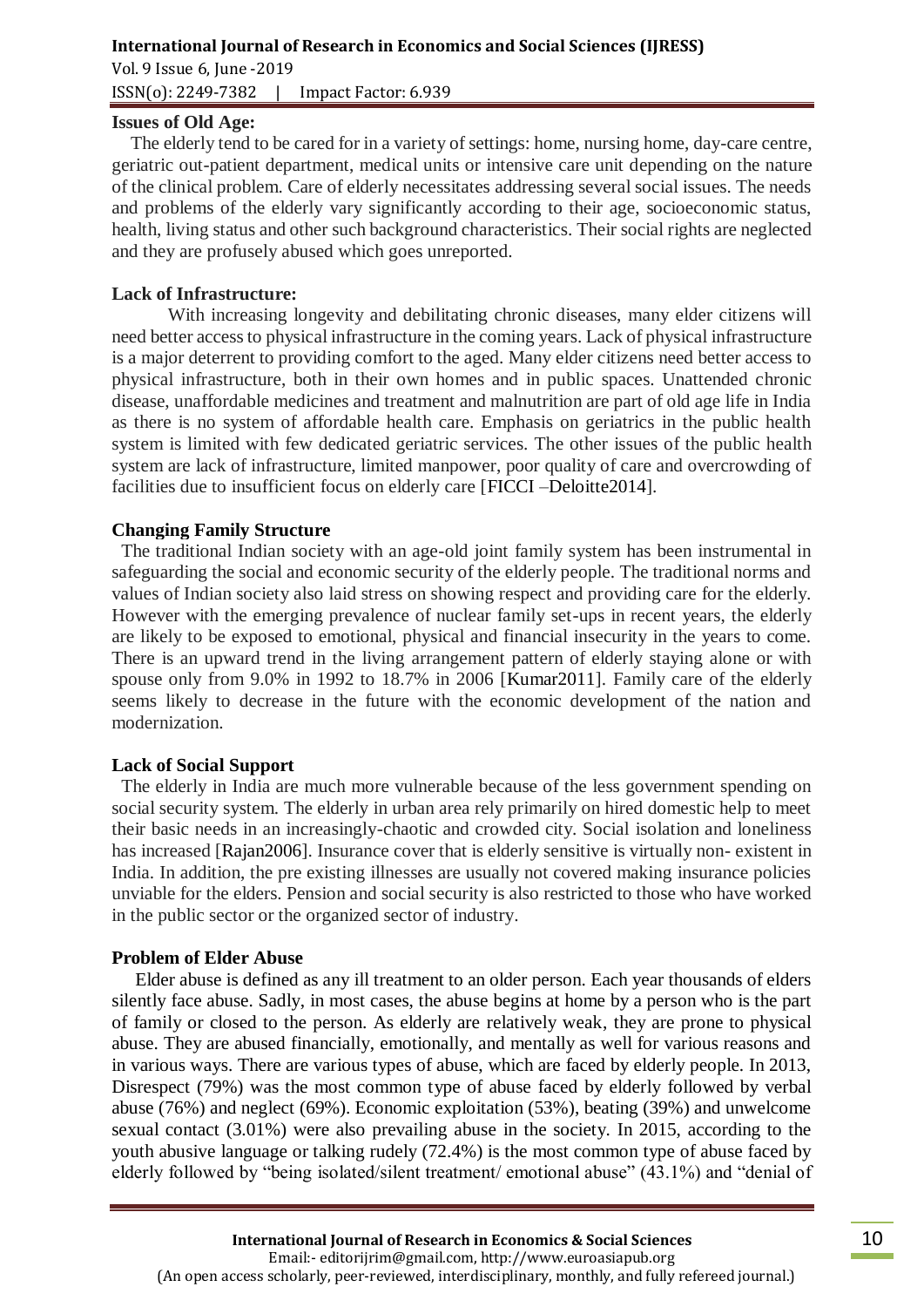**Issues of Old Age:**

The elderly tend to be cared for in a variety of settings: home, nursing home, day-care centre, geriatric out-patient department, medical units or intensive care unit depending on the nature of the clinical problem. Care of elderly necessitates addressing several social issues. The needs and problems of the elderly vary significantly according to their age, socioeconomic status, health, living status and other such background characteristics. Their social rights are neglected and they are profusely abused which goes unreported.

**Lack of Infrastructure:**

With increasing longevity and debilitating chronic diseases, many elder citizens will need better access to physical infrastructure in the coming years. Lack of physical infrastructure is a major deterrent to providing comfort to the aged. Many elder citizens need better access to physical infrastructure, both in their own homes and in public spaces. Unattended chronic disease, unaffordable medicines and treatment and malnutrition are part of old age life in India as there is no system of affordable health care. Emphasis on geriatrics in the public health system is limited with few dedicated geriatric services. The other issues of the public health system are lack of infrastructure, limited manpower, poor quality of care and overcrowding of facilities due to insufficient focus on elderly care [FICCI –Deloitte2014].

**Changing Family Structure**

The traditional Indian society with an age-old joint family system has been instrumental in safeguarding the social and economic security of the elderly people. The traditional norms and values of Indian society also laid stress on showing respect and providing care for the elderly. However with the emerging prevalence of nuclear family set-ups in recent years, the elderly are likely to be exposed to emotional, physical and financial insecurity in the years to come. There is an upward trend in the living arrangement pattern of elderly staying alone or with spouse only from 9.0% in 1992 to 18.7% in 2006 [Kumar2011]. Family care of the elderly seems likely to decrease in the future with the economic development of the nation and modernization.

**Lack of Social Support**

The elderly in India are much more vulnerable because of the less government spending on social security system. The elderly in urban area rely primarily on hired domestic help to meet their basic needs in an increasingly-chaotic and crowded city. Social isolation and loneliness has increased [Rajan2006]. Insurance cover that is elderly sensitive is virtually non- existent in India. In addition, the pre existing illnesses are usually not covered making insurance policies unviable for the elders. Pension and social security is also restricted to those who have worked in the public sector or the organized sector of industry.

**Problem of Elder Abuse**

Elder abuse is defined as any ill treatment to an older person. Each year thousands of elders silently face abuse. Sadly, in most cases, the abuse begins at home by a person who is the part of family or closed to the person. As elderly are relatively weak, they are prone to physical abuse. They are abused financially, emotionally, and mentally as well for various reasons and in various ways. There are various types of abuse, which are faced by elderly people. In 2013, Disrespect (79%) was the most common type of abuse faced by elderly followed by verbal abuse (76%) and neglect (69%). Economic exploitation (53%), beating (39%) and unwelcome sexual contact (3.01%) were also prevailing abuse in the society. In 2015, according to the youth abusive language or talking rudely (72.4%) is the most common type of abuse faced by elderly followed by "being isolated/silent treatment/ emotional abuse" (43.1%) and "denial of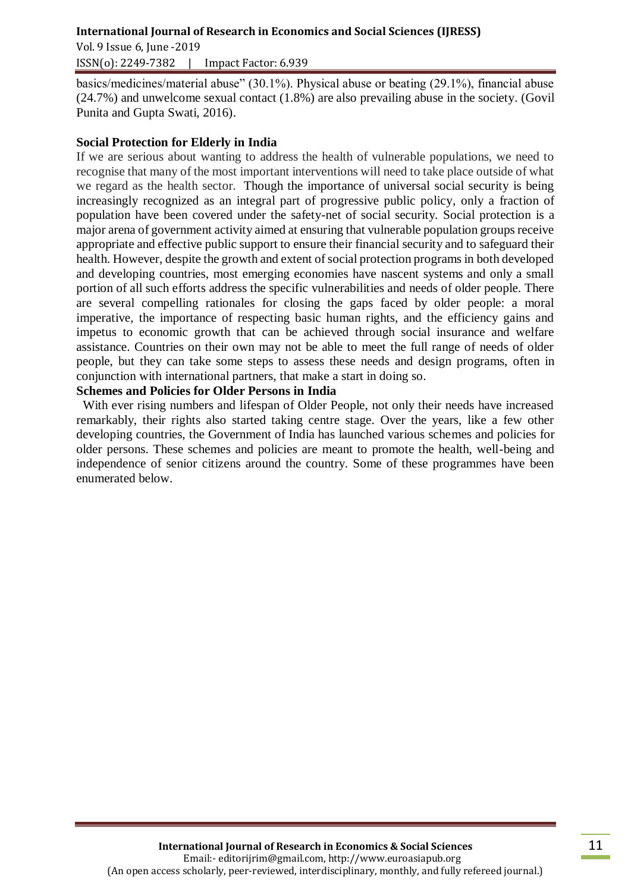basics/medicines/material abuse" (30.1%). Physical abuse or beating (29.1%), financial abuse (24.7%) and unwelcome sexual contact (1.8%) are also prevailing abuse in the society. (Govil Punita and Gupta Swati, 2016).

**Social Protection for Elderly in India**

If we are serious about wanting to address the health of vulnerable populations, we need to recognise that many of the most important interventions will need to take place outside of what we regard as the health sector. Though the importance of universal social security is being increasingly recognized as an integral part of progressive public policy, only a fraction of population have been covered under the safety-net of social security. Social protection is a major arena of government activity aimed at ensuring that vulnerable population groups receive appropriate and effective public support to ensure their financial security and to safeguard their health. However, despite the growth and extent of social protection programs in both developed and developing countries, most emerging economies have nascent systems and only a small portion of all such efforts address the specific vulnerabilities and needs of older people. There are several compelling rationales for closing the gaps faced by older people: a moral imperative, the importance of respecting basic human rights, and the efficiency gains and impetus to economic growth that can be achieved through social insurance and welfare assistance. Countries on their own may not be able to meet the full range of needs of older people, but they can take some steps to assess these needs and design programs, often in conjunction with international partners, that make a start in doing so.

**Schemes and Policies for Older Persons in India**

With ever rising numbers and lifespan of Older People, not only their needs have increased remarkably, their rights also started taking centre stage. Over the years, like a few other developing countries, the Government of India has launched various schemes and policies for older persons. These schemes and policies are meant to promote the health, well-being and independence of senior citizens around the country. Some of these programmes have been enumerated below.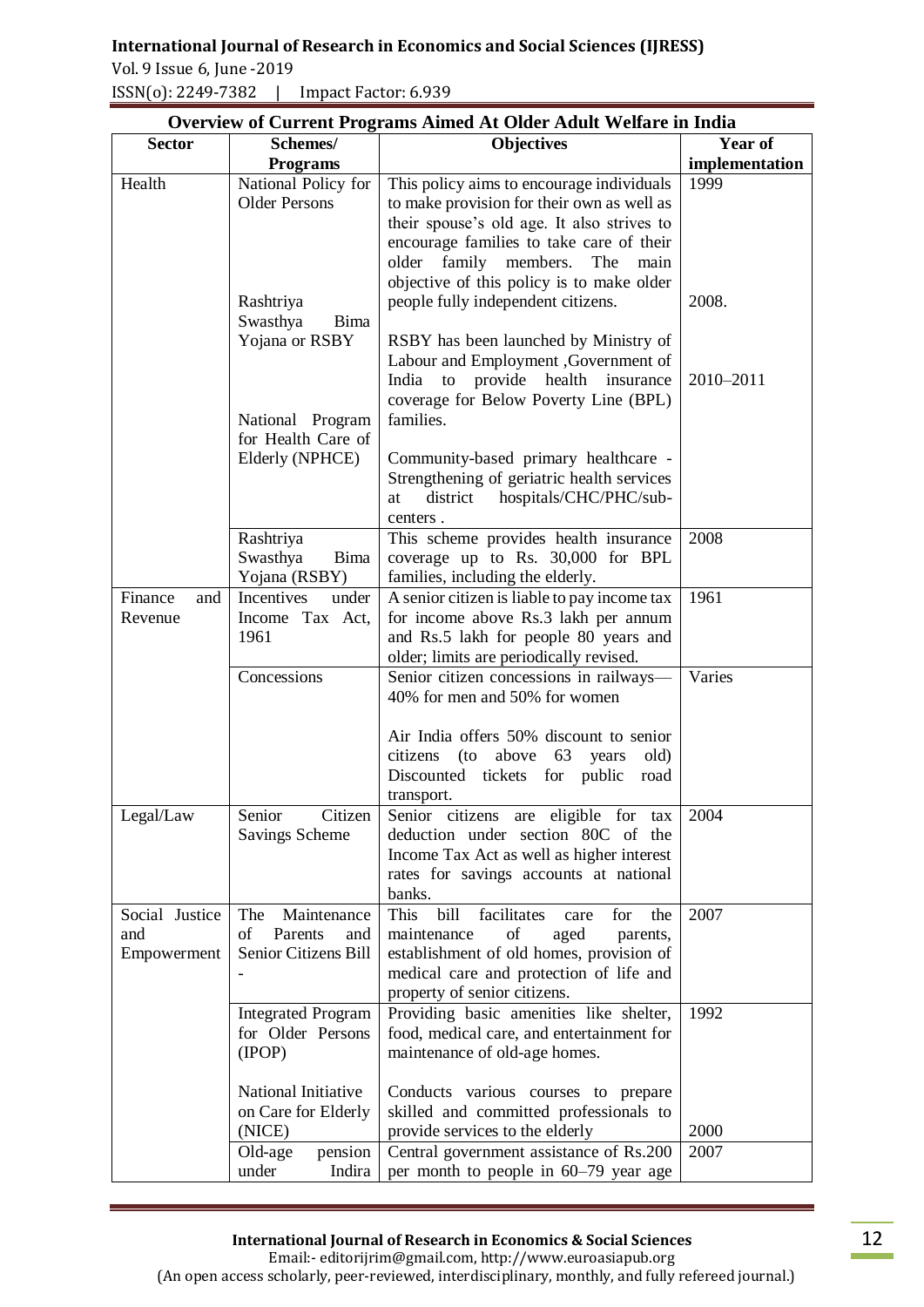**Overview of Current Programs Aimed At Older Adult Welfare in India**

| Sector | Schemes/ Programs | Objectives | Year of implementation |
|---|---|---|---|
| Health | National Policy for Older Persons | This policy aims to encourage individuals to make provision for their own as well as their spouse's old age. It also strives to encourage families to take care of their older family members. The main objective of this policy is to make older people fully independent citizens. | 1999 |
| | Rashtriya Swasthya Bima Yojana or RSBY | RSBY has been launched by Ministry of Labour and Employment ,Government of India to provide health insurance coverage for Below Poverty Line (BPL) families. | 2008. |
| | National Program for Health Care of Elderly (NPHCE) | Community-based primary healthcare - Strengthening of geriatric health services at district hospitals/CHC/PHC/sub-centers . | 2010–2011 |
| | Rashtriya Swasthya Bima Yojana (RSBY) | This scheme provides health insurance coverage up to Rs. 30,000 for BPL families, including the elderly. | 2008 |
| Finance and Revenue | Incentives under Income Tax Act, 1961 | A senior citizen is liable to pay income tax for income above Rs.3 lakh per annum and Rs.5 lakh for people 80 years and older; limits are periodically revised. | 1961 |
| | Concessions | Senior citizen concessions in railways—40% for men and 50% for women<br><br>Air India offers 50% discount to senior citizens (to above 63 years old) Discounted tickets for public road transport. | Varies |
| Legal/Law | Senior Citizen Savings Scheme | Senior citizens are eligible for tax deduction under section 80C of the Income Tax Act as well as higher interest rates for savings accounts at national banks. | 2004 |
| Social Justice and Empowerment | The Maintenance of Parents and Senior Citizens Bill - | This bill facilitates care for the maintenance of aged parents, establishment of old homes, provision of medical care and protection of life and property of senior citizens. | 2007 |
| | Integrated Program for Older Persons (IPOP) | Providing basic amenities like shelter, food, medical care, and entertainment for maintenance of old-age homes. | 1992 |
| | National Initiative on Care for Elderly (NICE) | Conducts various courses to prepare skilled and committed professionals to provide services to the elderly | 2000 |
| | Old-age pension under Indira | Central government assistance of Rs.200 per month to people in 60–79 year age | 2007 |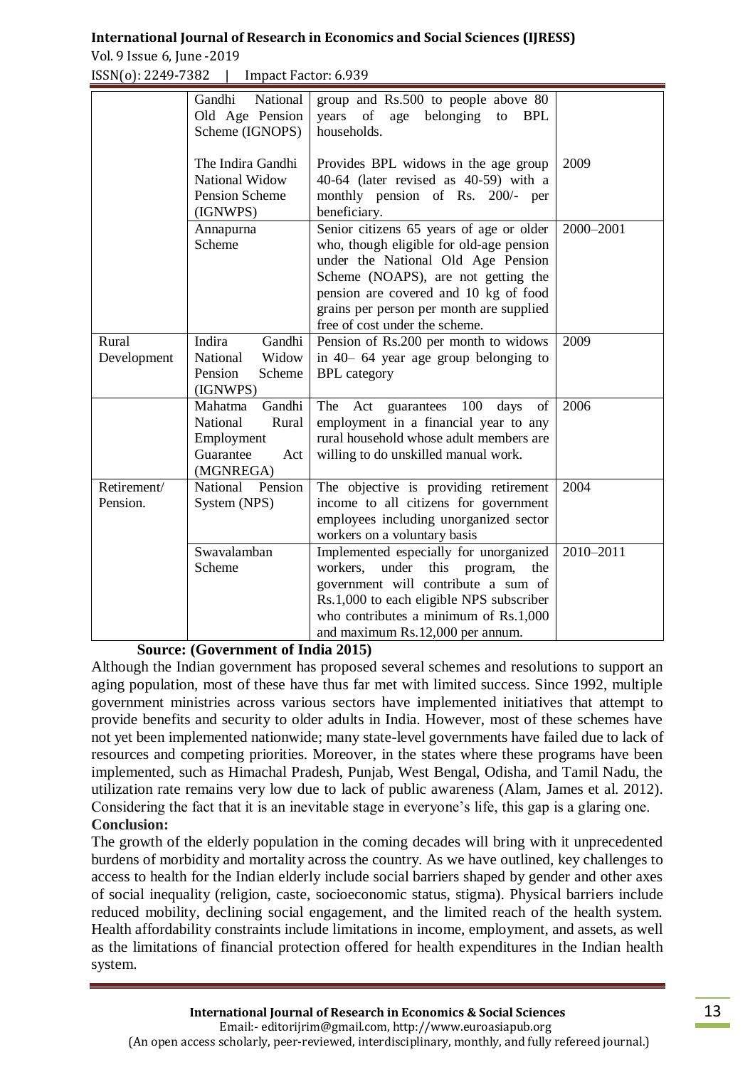| | | | |
|---|---|---|---|
| | Gandhi National Old Age Pension Scheme (IGNOPS) | group and Rs.500 to people above 80 years of age belonging to BPL households. | |
| | The Indira Gandhi National Widow Pension Scheme (IGNWPS) | Provides BPL widows in the age group 40-64 (later revised as 40-59) with a monthly pension of Rs. 200/- per beneficiary. | 2009 |
| | Annapurna Scheme | Senior citizens 65 years of age or older who, though eligible for old-age pension under the National Old Age Pension Scheme (NOAPS), are not getting the pension are covered and 10 kg of food grains per person per month are supplied free of cost under the scheme. | 2000–2001 |
| Rural Development | Indira Gandhi National Widow Pension Scheme (IGNWPS) | Pension of Rs.200 per month to widows in 40– 64 year age group belonging to BPL category | 2009 |
| | Mahatma Gandhi National Rural Employment Guarantee Act (MGNREGA) | The Act guarantees 100 days of employment in a financial year to any rural household whose adult members are willing to do unskilled manual work. | 2006 |
| Retirement/ Pension. | National Pension System (NPS) | The objective is providing retirement income to all citizens for government employees including unorganized sector workers on a voluntary basis | 2004 |
| | Swavalamban Scheme | Implemented especially for unorganized workers, under this program, the government will contribute a sum of Rs.1,000 to each eligible NPS subscriber who contributes a minimum of Rs.1,000 and maximum Rs.12,000 per annum. | 2010–2011 |

**Source: (Government of India 2015)**

Although the Indian government has proposed several schemes and resolutions to support an aging population, most of these have thus far met with limited success. Since 1992, multiple government ministries across various sectors have implemented initiatives that attempt to provide benefits and security to older adults in India. However, most of these schemes have not yet been implemented nationwide; many state-level governments have failed due to lack of resources and competing priorities. Moreover, in the states where these programs have been implemented, such as Himachal Pradesh, Punjab, West Bengal, Odisha, and Tamil Nadu, the utilization rate remains very low due to lack of public awareness (Alam, James et al. 2012). Considering the fact that it is an inevitable stage in everyone's life, this gap is a glaring one.

**Conclusion:**

The growth of the elderly population in the coming decades will bring with it unprecedented burdens of morbidity and mortality across the country. As we have outlined, key challenges to access to health for the Indian elderly include social barriers shaped by gender and other axes of social inequality (religion, caste, socioeconomic status, stigma). Physical barriers include reduced mobility, declining social engagement, and the limited reach of the health system. Health affordability constraints include limitations in income, employment, and assets, as well as the limitations of financial protection offered for health expenditures in the Indian health system.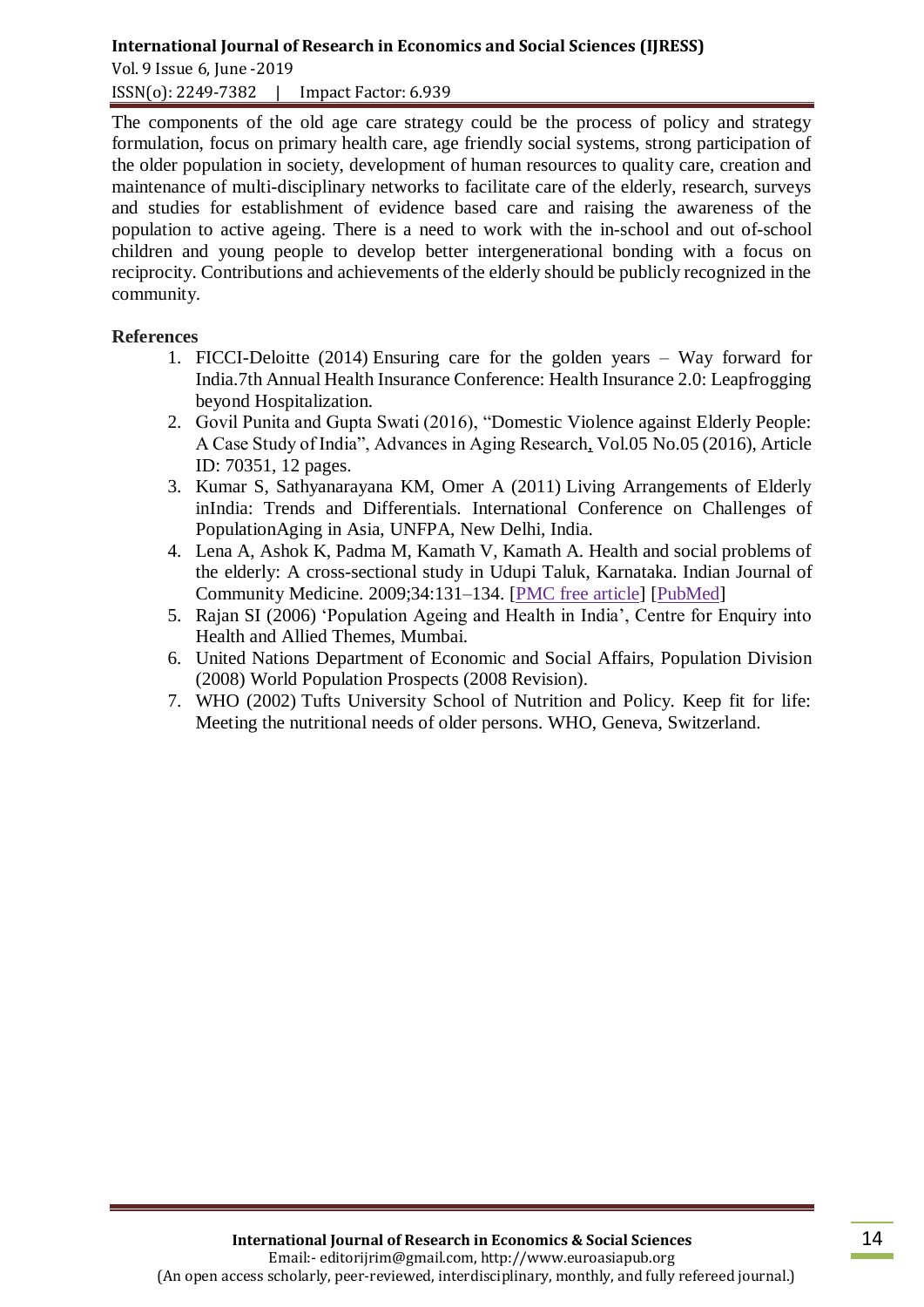The components of the old age care strategy could be the process of policy and strategy formulation, focus on primary health care, age friendly social systems, strong participation of the older population in society, development of human resources to quality care, creation and maintenance of multi-disciplinary networks to facilitate care of the elderly, research, surveys and studies for establishment of evidence based care and raising the awareness of the population to active ageing. There is a need to work with the in-school and out of-school children and young people to develop better intergenerational bonding with a focus on reciprocity. Contributions and achievements of the elderly should be publicly recognized in the community.

**References**

1. FICCI-Deloitte (2014) Ensuring care for the golden years – Way forward for India.7th Annual Health Insurance Conference: Health Insurance 2.0: Leapfrogging beyond Hospitalization.
2. Govil Punita and Gupta Swati (2016), "Domestic Violence against Elderly People: A Case Study of India", Advances in Aging Research, Vol.05 No.05 (2016), Article ID: 70351, 12 pages.
3. Kumar S, Sathyanarayana KM, Omer A (2011) Living Arrangements of Elderly inIndia: Trends and Differentials. International Conference on Challenges of PopulationAging in Asia, UNFPA, New Delhi, India.
4. Lena A, Ashok K, Padma M, Kamath V, Kamath A. Health and social problems of the elderly: A cross-sectional study in Udupi Taluk, Karnataka. Indian Journal of Community Medicine. 2009;34:131–134. [PMC free article] [PubMed]
5. Rajan SI (2006) 'Population Ageing and Health in India', Centre for Enquiry into Health and Allied Themes, Mumbai.
6. United Nations Department of Economic and Social Affairs, Population Division (2008) World Population Prospects (2008 Revision).
7. WHO (2002) Tufts University School of Nutrition and Policy. Keep fit for life: Meeting the nutritional needs of older persons. WHO, Geneva, Switzerland.